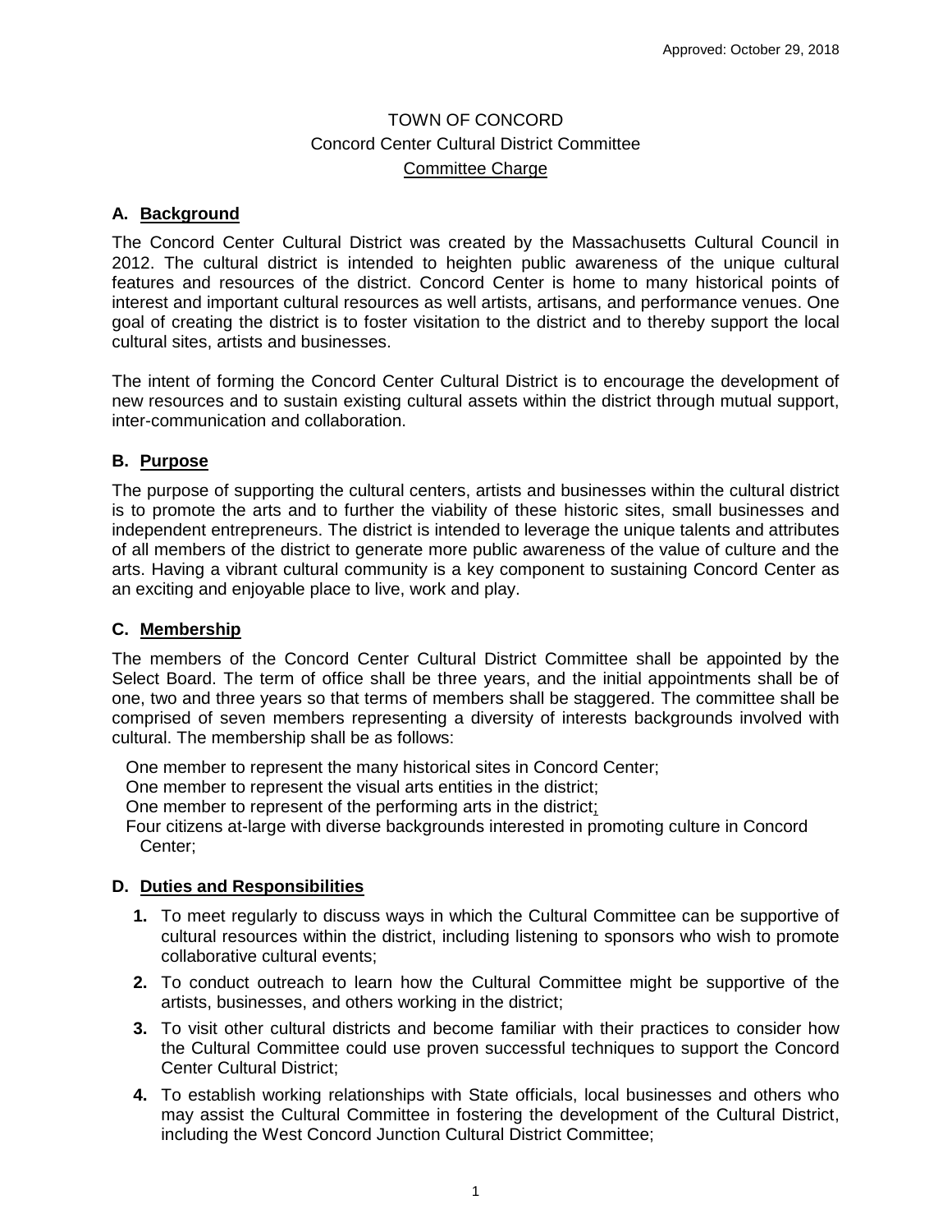Approved: October 29, 2018

# TOWN OF CONCORD
## Concord Center Cultural District Committee
### Committee Charge

### A. Background

The Concord Center Cultural District was created by the Massachusetts Cultural Council in 2012. The cultural district is intended to heighten public awareness of the unique cultural features and resources of the district. Concord Center is home to many historical points of interest and important cultural resources as well artists, artisans, and performance venues. One goal of creating the district is to foster visitation to the district and to thereby support the local cultural sites, artists and businesses.

The intent of forming the Concord Center Cultural District is to encourage the development of new resources and to sustain existing cultural assets within the district through mutual support, inter-communication and collaboration.

### B. Purpose

The purpose of supporting the cultural centers, artists and businesses within the cultural district is to promote the arts and to further the viability of these historic sites, small businesses and independent entrepreneurs. The district is intended to leverage the unique talents and attributes of all members of the district to generate more public awareness of the value of culture and the arts. Having a vibrant cultural community is a key component to sustaining Concord Center as an exciting and enjoyable place to live, work and play.

### C. Membership

The members of the Concord Center Cultural District Committee shall be appointed by the Select Board. The term of office shall be three years, and the initial appointments shall be of one, two and three years so that terms of members shall be staggered. The committee shall be comprised of seven members representing a diversity of interests backgrounds involved with cultural. The membership shall be as follows:

One member to represent the many historical sites in Concord Center;
One member to represent the visual arts entities in the district;
One member to represent of the performing arts in the district;
Four citizens at-large with diverse backgrounds interested in promoting culture in Concord Center;

### D. Duties and Responsibilities

1. To meet regularly to discuss ways in which the Cultural Committee can be supportive of cultural resources within the district, including listening to sponsors who wish to promote collaborative cultural events;
2. To conduct outreach to learn how the Cultural Committee might be supportive of the artists, businesses, and others working in the district;
3. To visit other cultural districts and become familiar with their practices to consider how the Cultural Committee could use proven successful techniques to support the Concord Center Cultural District;
4. To establish working relationships with State officials, local businesses and others who may assist the Cultural Committee in fostering the development of the Cultural District, including the West Concord Junction Cultural District Committee;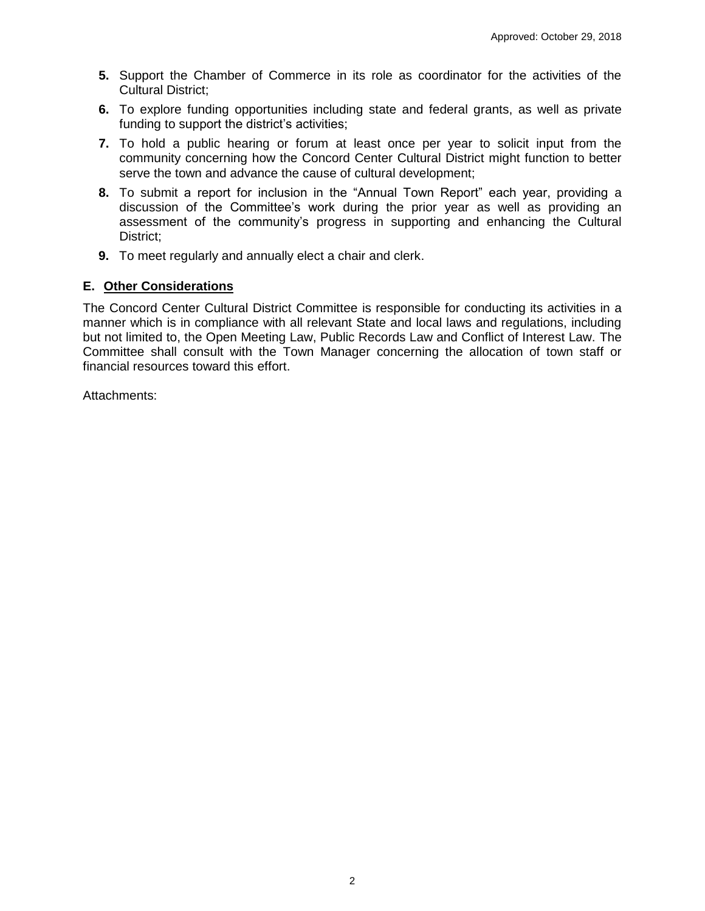5. Support the Chamber of Commerce in its role as coordinator for the activities of the Cultural District;
6. To explore funding opportunities including state and federal grants, as well as private funding to support the district's activities;
7. To hold a public hearing or forum at least once per year to solicit input from the community concerning how the Concord Center Cultural District might function to better serve the town and advance the cause of cultural development;
8. To submit a report for inclusion in the "Annual Town Report" each year, providing a discussion of the Committee's work during the prior year as well as providing an assessment of the community's progress in supporting and enhancing the Cultural District;
9. To meet regularly and annually elect a chair and clerk.

## E. Other Considerations

The Concord Center Cultural District Committee is responsible for conducting its activities in a manner which is in compliance with all relevant State and local laws and regulations, including but not limited to, the Open Meeting Law, Public Records Law and Conflict of Interest Law. The Committee shall consult with the Town Manager concerning the allocation of town staff or financial resources toward this effort.

Attachments: